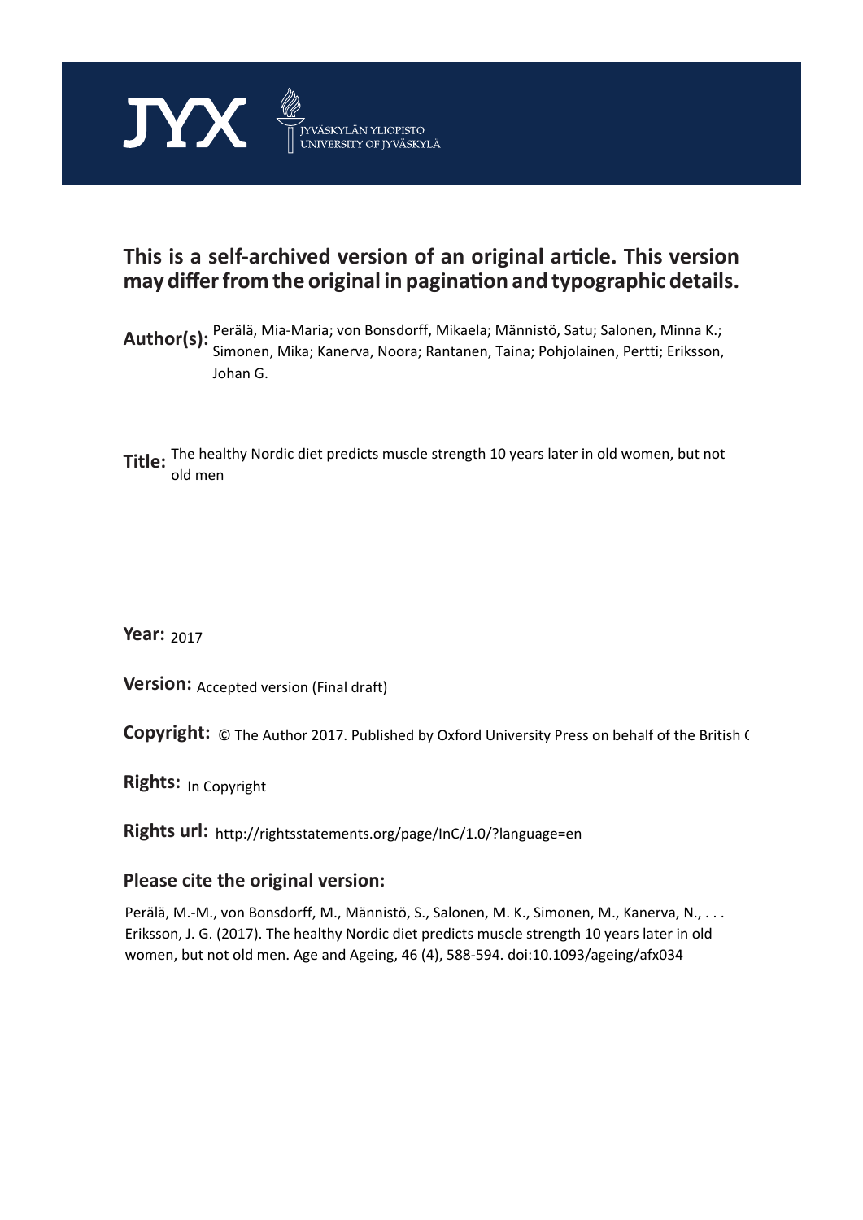JYX JYVÄSKYLÄN YLIOPISTO UNIVERSITY OF JYVÄSKYLÄ

## This is a self-archived version of an original article. This version may differ from the original in pagination and typographic details.

**Author(s):** Perälä, Mia-Maria; von Bonsdorff, Mikaela; Männistö, Satu; Salonen, Minna K.; Simonen, Mika; Kanerva, Noora; Rantanen, Taina; Pohjolainen, Pertti; Eriksson, Johan G.

**Title:** The healthy Nordic diet predicts muscle strength 10 years later in old women, but not old men

**Year:** 2017

**Version:** Accepted version (Final draft)

**Copyright:** © The Author 2017. Published by Oxford University Press on behalf of the British (

**Rights:** In Copyright

**Rights url:** http://rightsstatements.org/page/InC/1.0/?language=en

### Please cite the original version:

Perälä, M.-M., von Bonsdorff, M., Männistö, S., Salonen, M. K., Simonen, M., Kanerva, N., . . . Eriksson, J. G. (2017). The healthy Nordic diet predicts muscle strength 10 years later in old women, but not old men. Age and Ageing, 46 (4), 588-594. doi:10.1093/ageing/afx034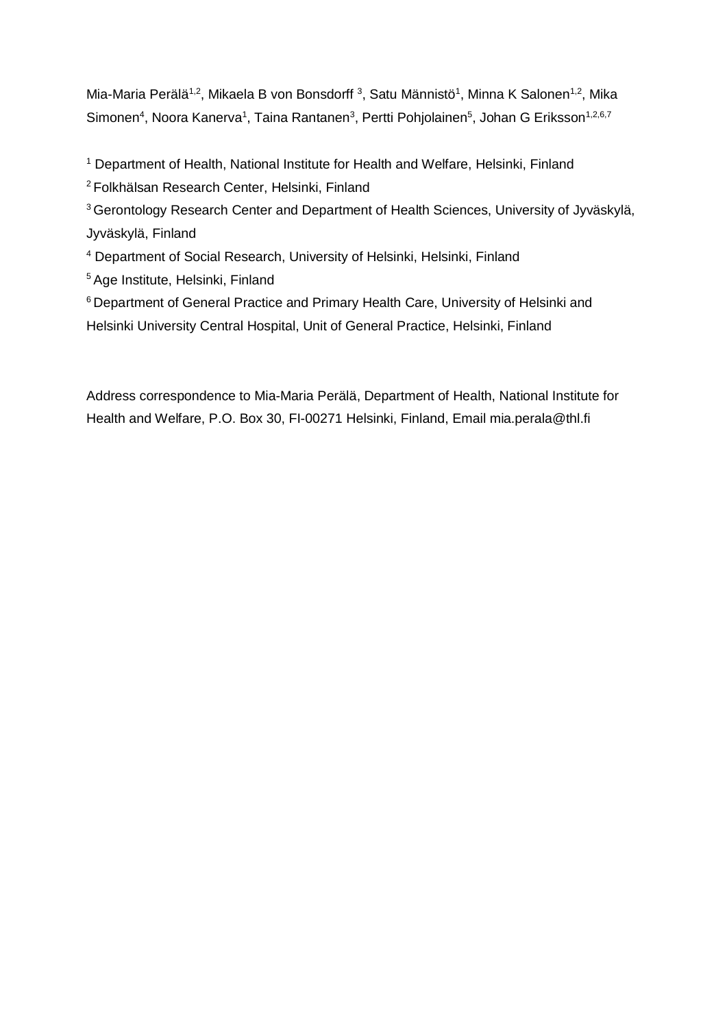Mia-Maria Perälä[1,2], Mikaela B von Bonsdorff [3], Satu Männistö[1], Minna K Salonen[1,2], Mika Simonen[4], Noora Kanerva[1], Taina Rantanen[3], Pertti Pohjolainen[5], Johan G Eriksson[1,2,6,7]

[1] Department of Health, National Institute for Health and Welfare, Helsinki, Finland

[2] Folkhälsan Research Center, Helsinki, Finland

[3] Gerontology Research Center and Department of Health Sciences, University of Jyväskylä, Jyväskylä, Finland

[4] Department of Social Research, University of Helsinki, Helsinki, Finland

[5] Age Institute, Helsinki, Finland

[6] Department of General Practice and Primary Health Care, University of Helsinki and Helsinki University Central Hospital, Unit of General Practice, Helsinki, Finland

Address correspondence to Mia-Maria Perälä, Department of Health, National Institute for Health and Welfare, P.O. Box 30, FI-00271 Helsinki, Finland, Email mia.perala@thl.fi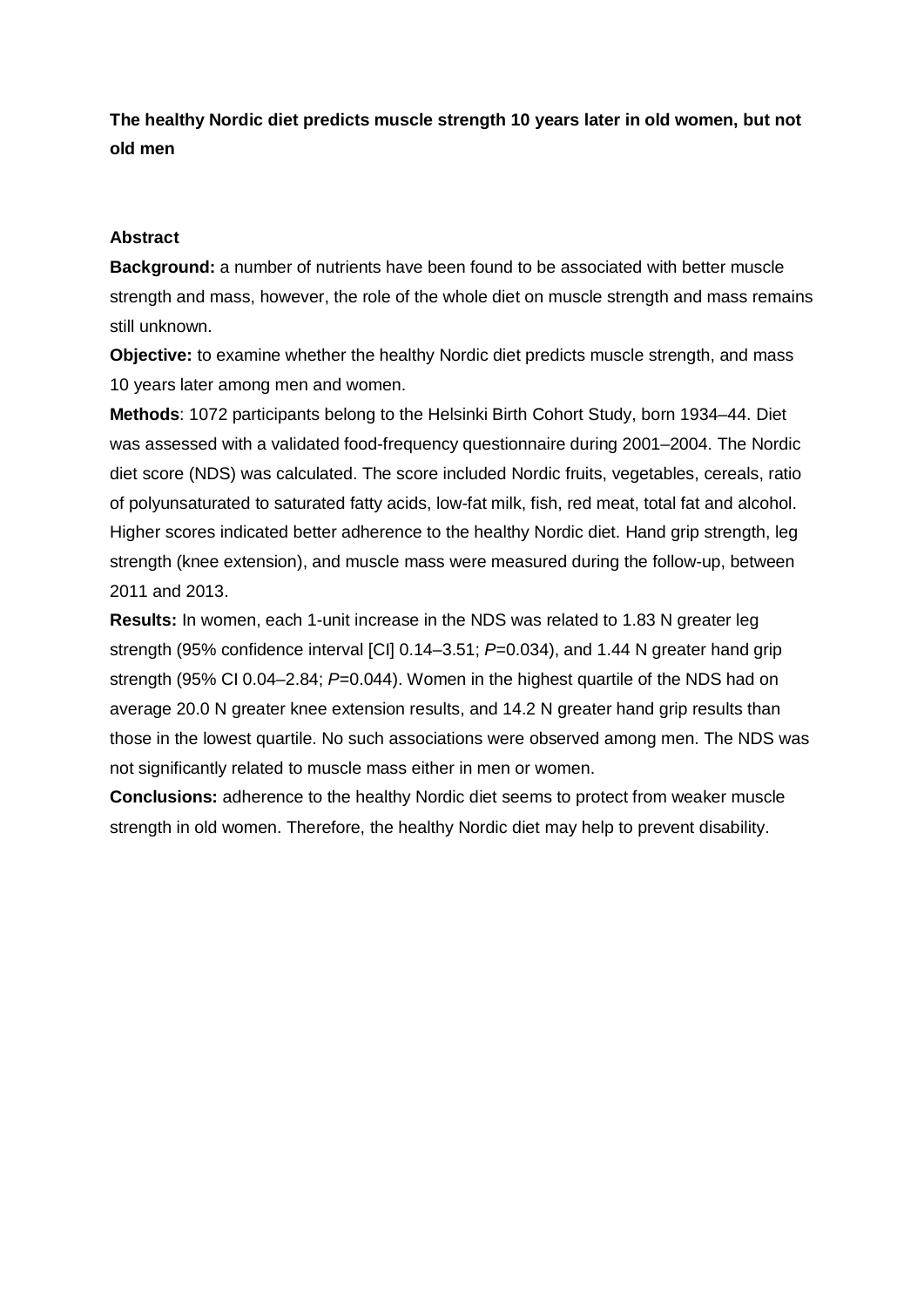**The healthy Nordic diet predicts muscle strength 10 years later in old women, but not old men**

**Abstract**

**Background:** a number of nutrients have been found to be associated with better muscle strength and mass, however, the role of the whole diet on muscle strength and mass remains still unknown.

**Objective:** to examine whether the healthy Nordic diet predicts muscle strength, and mass 10 years later among men and women.

**Methods**: 1072 participants belong to the Helsinki Birth Cohort Study, born 1934–44. Diet was assessed with a validated food-frequency questionnaire during 2001–2004. The Nordic diet score (NDS) was calculated. The score included Nordic fruits, vegetables, cereals, ratio of polyunsaturated to saturated fatty acids, low-fat milk, fish, red meat, total fat and alcohol. Higher scores indicated better adherence to the healthy Nordic diet. Hand grip strength, leg strength (knee extension), and muscle mass were measured during the follow-up, between 2011 and 2013.

**Results:** In women, each 1-unit increase in the NDS was related to 1.83 N greater leg strength (95% confidence interval [CI] 0.14–3.51; *P*=0.034), and 1.44 N greater hand grip strength (95% CI 0.04–2.84; *P*=0.044). Women in the highest quartile of the NDS had on average 20.0 N greater knee extension results, and 14.2 N greater hand grip results than those in the lowest quartile. No such associations were observed among men. The NDS was not significantly related to muscle mass either in men or women.

**Conclusions:** adherence to the healthy Nordic diet seems to protect from weaker muscle strength in old women. Therefore, the healthy Nordic diet may help to prevent disability.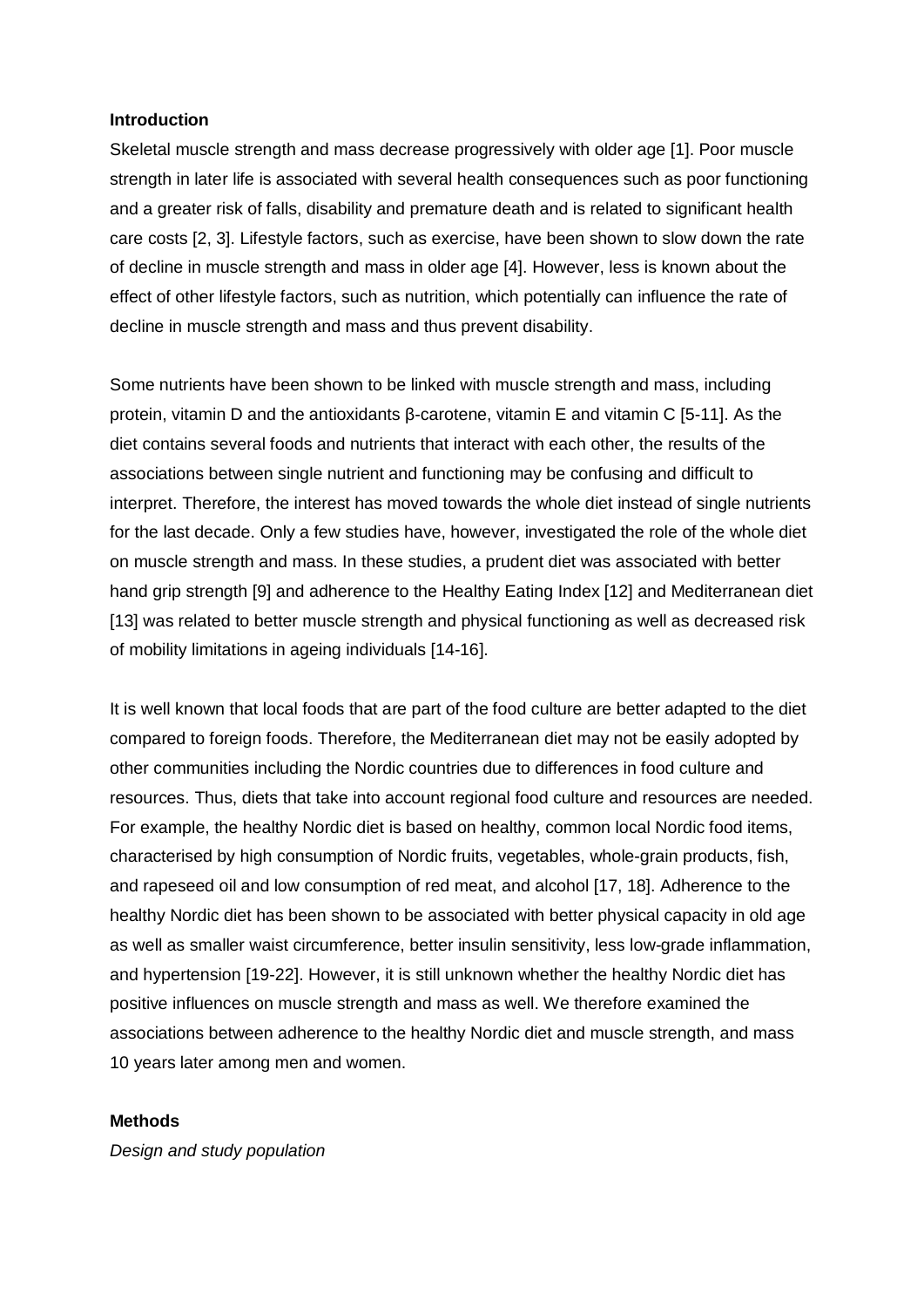**Introduction**

Skeletal muscle strength and mass decrease progressively with older age [1]. Poor muscle strength in later life is associated with several health consequences such as poor functioning and a greater risk of falls, disability and premature death and is related to significant health care costs [2, 3]. Lifestyle factors, such as exercise, have been shown to slow down the rate of decline in muscle strength and mass in older age [4]. However, less is known about the effect of other lifestyle factors, such as nutrition, which potentially can influence the rate of decline in muscle strength and mass and thus prevent disability.

Some nutrients have been shown to be linked with muscle strength and mass, including protein, vitamin D and the antioxidants β-carotene, vitamin E and vitamin C [5-11]. As the diet contains several foods and nutrients that interact with each other, the results of the associations between single nutrient and functioning may be confusing and difficult to interpret. Therefore, the interest has moved towards the whole diet instead of single nutrients for the last decade. Only a few studies have, however, investigated the role of the whole diet on muscle strength and mass. In these studies, a prudent diet was associated with better hand grip strength [9] and adherence to the Healthy Eating Index [12] and Mediterranean diet [13] was related to better muscle strength and physical functioning as well as decreased risk of mobility limitations in ageing individuals [14-16].

It is well known that local foods that are part of the food culture are better adapted to the diet compared to foreign foods. Therefore, the Mediterranean diet may not be easily adopted by other communities including the Nordic countries due to differences in food culture and resources. Thus, diets that take into account regional food culture and resources are needed. For example, the healthy Nordic diet is based on healthy, common local Nordic food items, characterised by high consumption of Nordic fruits, vegetables, whole-grain products, fish, and rapeseed oil and low consumption of red meat, and alcohol [17, 18]. Adherence to the healthy Nordic diet has been shown to be associated with better physical capacity in old age as well as smaller waist circumference, better insulin sensitivity, less low-grade inflammation, and hypertension [19-22]. However, it is still unknown whether the healthy Nordic diet has positive influences on muscle strength and mass as well. We therefore examined the associations between adherence to the healthy Nordic diet and muscle strength, and mass 10 years later among men and women.

**Methods**

*Design and study population*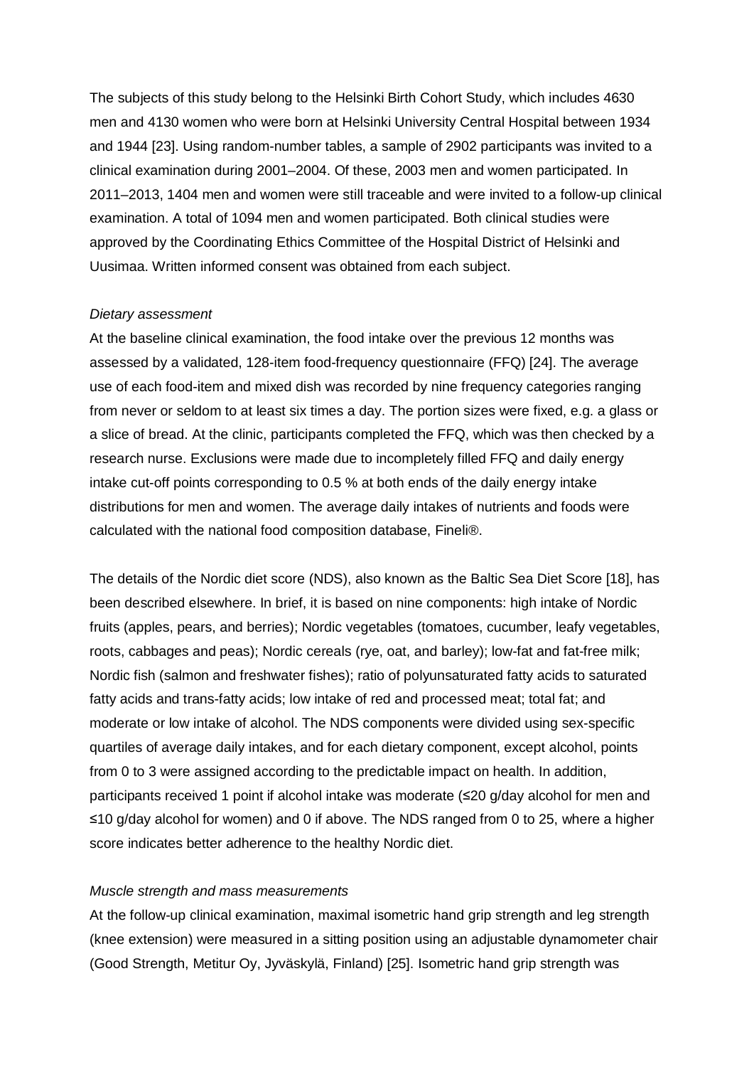The subjects of this study belong to the Helsinki Birth Cohort Study, which includes 4630 men and 4130 women who were born at Helsinki University Central Hospital between 1934 and 1944 [23]. Using random-number tables, a sample of 2902 participants was invited to a clinical examination during 2001–2004. Of these, 2003 men and women participated. In 2011–2013, 1404 men and women were still traceable and were invited to a follow-up clinical examination. A total of 1094 men and women participated. Both clinical studies were approved by the Coordinating Ethics Committee of the Hospital District of Helsinki and Uusimaa. Written informed consent was obtained from each subject.

*Dietary assessment*

At the baseline clinical examination, the food intake over the previous 12 months was assessed by a validated, 128-item food-frequency questionnaire (FFQ) [24]. The average use of each food-item and mixed dish was recorded by nine frequency categories ranging from never or seldom to at least six times a day. The portion sizes were fixed, e.g. a glass or a slice of bread. At the clinic, participants completed the FFQ, which was then checked by a research nurse. Exclusions were made due to incompletely filled FFQ and daily energy intake cut-off points corresponding to 0.5 % at both ends of the daily energy intake distributions for men and women. The average daily intakes of nutrients and foods were calculated with the national food composition database, Fineli®.

The details of the Nordic diet score (NDS), also known as the Baltic Sea Diet Score [18], has been described elsewhere. In brief, it is based on nine components: high intake of Nordic fruits (apples, pears, and berries); Nordic vegetables (tomatoes, cucumber, leafy vegetables, roots, cabbages and peas); Nordic cereals (rye, oat, and barley); low-fat and fat-free milk; Nordic fish (salmon and freshwater fishes); ratio of polyunsaturated fatty acids to saturated fatty acids and trans-fatty acids; low intake of red and processed meat; total fat; and moderate or low intake of alcohol. The NDS components were divided using sex-specific quartiles of average daily intakes, and for each dietary component, except alcohol, points from 0 to 3 were assigned according to the predictable impact on health. In addition, participants received 1 point if alcohol intake was moderate (≤20 g/day alcohol for men and ≤10 g/day alcohol for women) and 0 if above. The NDS ranged from 0 to 25, where a higher score indicates better adherence to the healthy Nordic diet.

*Muscle strength and mass measurements*

At the follow-up clinical examination, maximal isometric hand grip strength and leg strength (knee extension) were measured in a sitting position using an adjustable dynamometer chair (Good Strength, Metitur Oy, Jyväskylä, Finland) [25]. Isometric hand grip strength was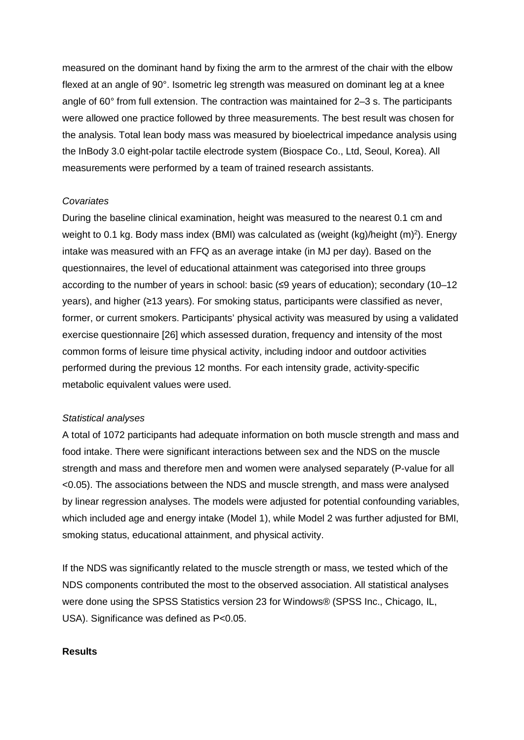measured on the dominant hand by fixing the arm to the armrest of the chair with the elbow flexed at an angle of 90°. Isometric leg strength was measured on dominant leg at a knee angle of 60° from full extension. The contraction was maintained for 2–3 s. The participants were allowed one practice followed by three measurements. The best result was chosen for the analysis. Total lean body mass was measured by bioelectrical impedance analysis using the InBody 3.0 eight-polar tactile electrode system (Biospace Co., Ltd, Seoul, Korea). All measurements were performed by a team of trained research assistants.

*Covariates*

During the baseline clinical examination, height was measured to the nearest 0.1 cm and weight to 0.1 kg. Body mass index (BMI) was calculated as (weight (kg)/height (m)$^2$). Energy intake was measured with an FFQ as an average intake (in MJ per day). Based on the questionnaires, the level of educational attainment was categorised into three groups according to the number of years in school: basic (≤9 years of education); secondary (10–12 years), and higher (≥13 years). For smoking status, participants were classified as never, former, or current smokers. Participants' physical activity was measured by using a validated exercise questionnaire [26] which assessed duration, frequency and intensity of the most common forms of leisure time physical activity, including indoor and outdoor activities performed during the previous 12 months. For each intensity grade, activity-specific metabolic equivalent values were used.

*Statistical analyses*

A total of 1072 participants had adequate information on both muscle strength and mass and food intake. There were significant interactions between sex and the NDS on the muscle strength and mass and therefore men and women were analysed separately (P-value for all <0.05). The associations between the NDS and muscle strength, and mass were analysed by linear regression analyses. The models were adjusted for potential confounding variables, which included age and energy intake (Model 1), while Model 2 was further adjusted for BMI, smoking status, educational attainment, and physical activity.

If the NDS was significantly related to the muscle strength or mass, we tested which of the NDS components contributed the most to the observed association. All statistical analyses were done using the SPSS Statistics version 23 for Windows® (SPSS Inc., Chicago, IL, USA). Significance was defined as P<0.05.

**Results**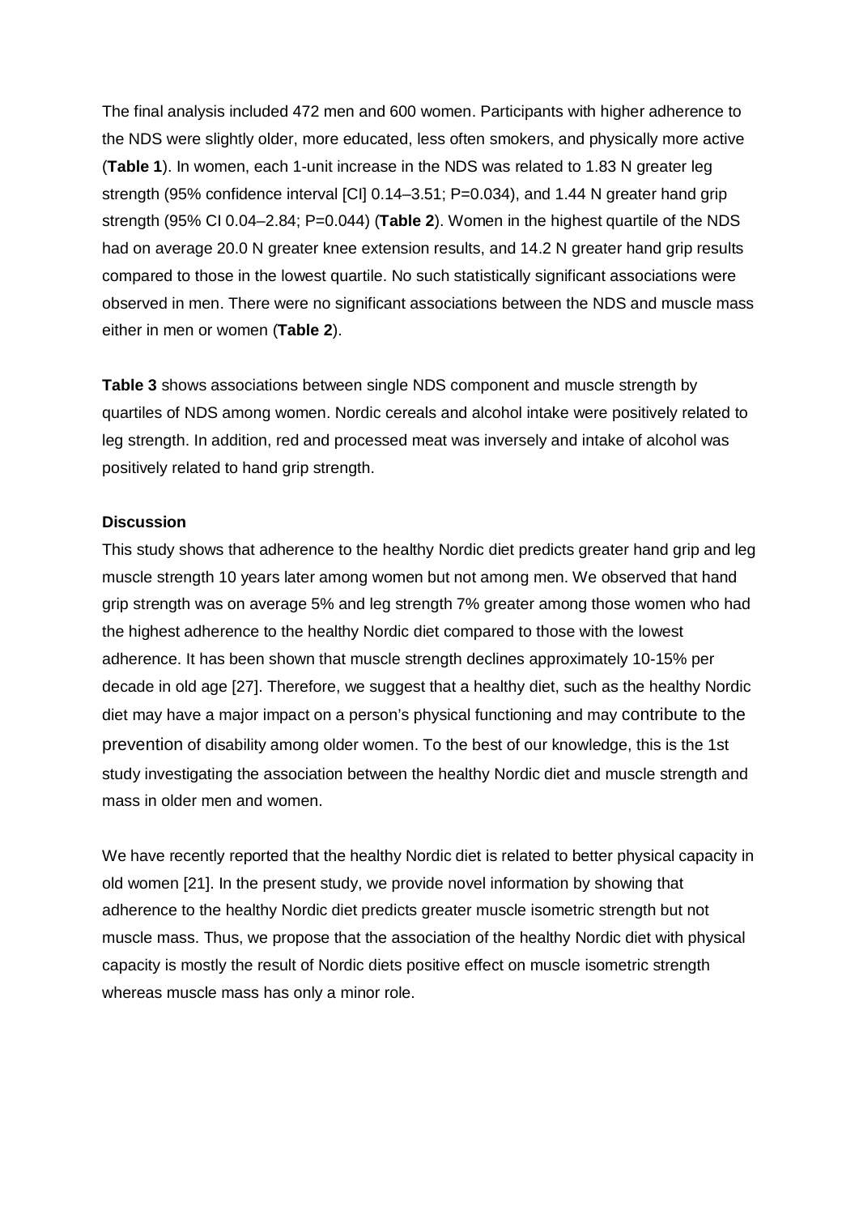The final analysis included 472 men and 600 women. Participants with higher adherence to the NDS were slightly older, more educated, less often smokers, and physically more active (**Table 1**). In women, each 1-unit increase in the NDS was related to 1.83 N greater leg strength (95% confidence interval [CI] 0.14–3.51; P=0.034), and 1.44 N greater hand grip strength (95% CI 0.04–2.84; P=0.044) (**Table 2**). Women in the highest quartile of the NDS had on average 20.0 N greater knee extension results, and 14.2 N greater hand grip results compared to those in the lowest quartile. No such statistically significant associations were observed in men. There were no significant associations between the NDS and muscle mass either in men or women (**Table 2**).

**Table 3** shows associations between single NDS component and muscle strength by quartiles of NDS among women. Nordic cereals and alcohol intake were positively related to leg strength. In addition, red and processed meat was inversely and intake of alcohol was positively related to hand grip strength.

**Discussion**

This study shows that adherence to the healthy Nordic diet predicts greater hand grip and leg muscle strength 10 years later among women but not among men. We observed that hand grip strength was on average 5% and leg strength 7% greater among those women who had the highest adherence to the healthy Nordic diet compared to those with the lowest adherence. It has been shown that muscle strength declines approximately 10-15% per decade in old age [27]. Therefore, we suggest that a healthy diet, such as the healthy Nordic diet may have a major impact on a person's physical functioning and may contribute to the prevention of disability among older women. To the best of our knowledge, this is the 1st study investigating the association between the healthy Nordic diet and muscle strength and mass in older men and women.

We have recently reported that the healthy Nordic diet is related to better physical capacity in old women [21]. In the present study, we provide novel information by showing that adherence to the healthy Nordic diet predicts greater muscle isometric strength but not muscle mass. Thus, we propose that the association of the healthy Nordic diet with physical capacity is mostly the result of Nordic diets positive effect on muscle isometric strength whereas muscle mass has only a minor role.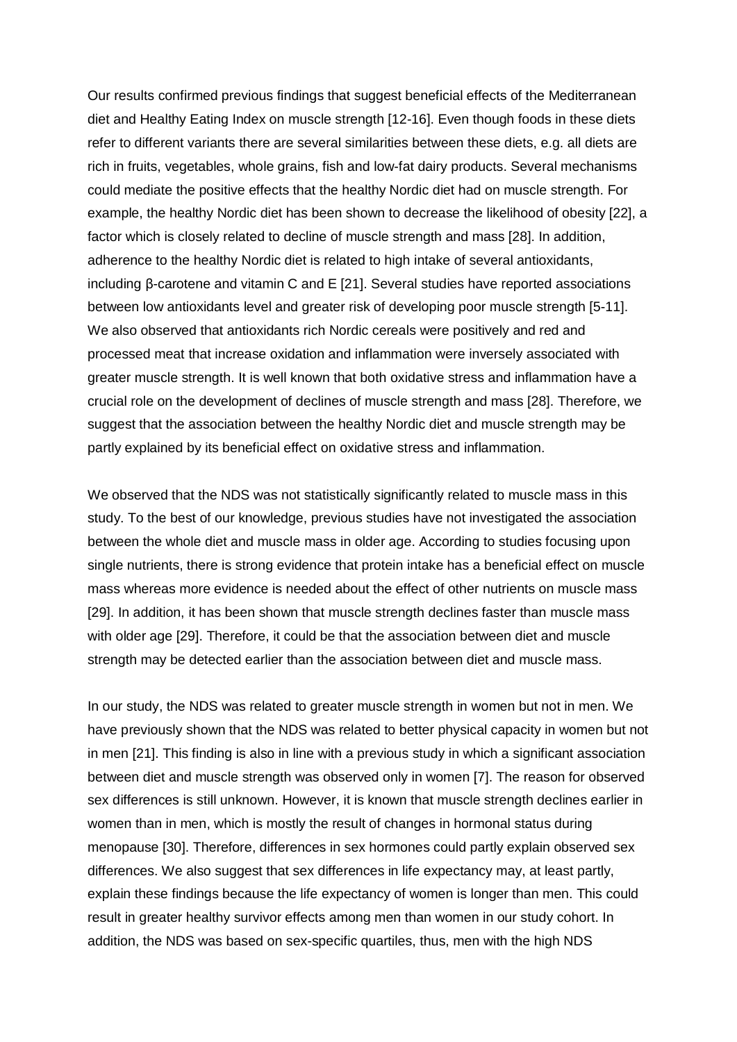Our results confirmed previous findings that suggest beneficial effects of the Mediterranean diet and Healthy Eating Index on muscle strength [12-16]. Even though foods in these diets refer to different variants there are several similarities between these diets, e.g. all diets are rich in fruits, vegetables, whole grains, fish and low-fat dairy products. Several mechanisms could mediate the positive effects that the healthy Nordic diet had on muscle strength. For example, the healthy Nordic diet has been shown to decrease the likelihood of obesity [22], a factor which is closely related to decline of muscle strength and mass [28]. In addition, adherence to the healthy Nordic diet is related to high intake of several antioxidants, including β-carotene and vitamin C and E [21]. Several studies have reported associations between low antioxidants level and greater risk of developing poor muscle strength [5-11]. We also observed that antioxidants rich Nordic cereals were positively and red and processed meat that increase oxidation and inflammation were inversely associated with greater muscle strength. It is well known that both oxidative stress and inflammation have a crucial role on the development of declines of muscle strength and mass [28]. Therefore, we suggest that the association between the healthy Nordic diet and muscle strength may be partly explained by its beneficial effect on oxidative stress and inflammation.

We observed that the NDS was not statistically significantly related to muscle mass in this study. To the best of our knowledge, previous studies have not investigated the association between the whole diet and muscle mass in older age. According to studies focusing upon single nutrients, there is strong evidence that protein intake has a beneficial effect on muscle mass whereas more evidence is needed about the effect of other nutrients on muscle mass [29]. In addition, it has been shown that muscle strength declines faster than muscle mass with older age [29]. Therefore, it could be that the association between diet and muscle strength may be detected earlier than the association between diet and muscle mass.

In our study, the NDS was related to greater muscle strength in women but not in men. We have previously shown that the NDS was related to better physical capacity in women but not in men [21]. This finding is also in line with a previous study in which a significant association between diet and muscle strength was observed only in women [7]. The reason for observed sex differences is still unknown. However, it is known that muscle strength declines earlier in women than in men, which is mostly the result of changes in hormonal status during menopause [30]. Therefore, differences in sex hormones could partly explain observed sex differences. We also suggest that sex differences in life expectancy may, at least partly, explain these findings because the life expectancy of women is longer than men. This could result in greater healthy survivor effects among men than women in our study cohort. In addition, the NDS was based on sex-specific quartiles, thus, men with the high NDS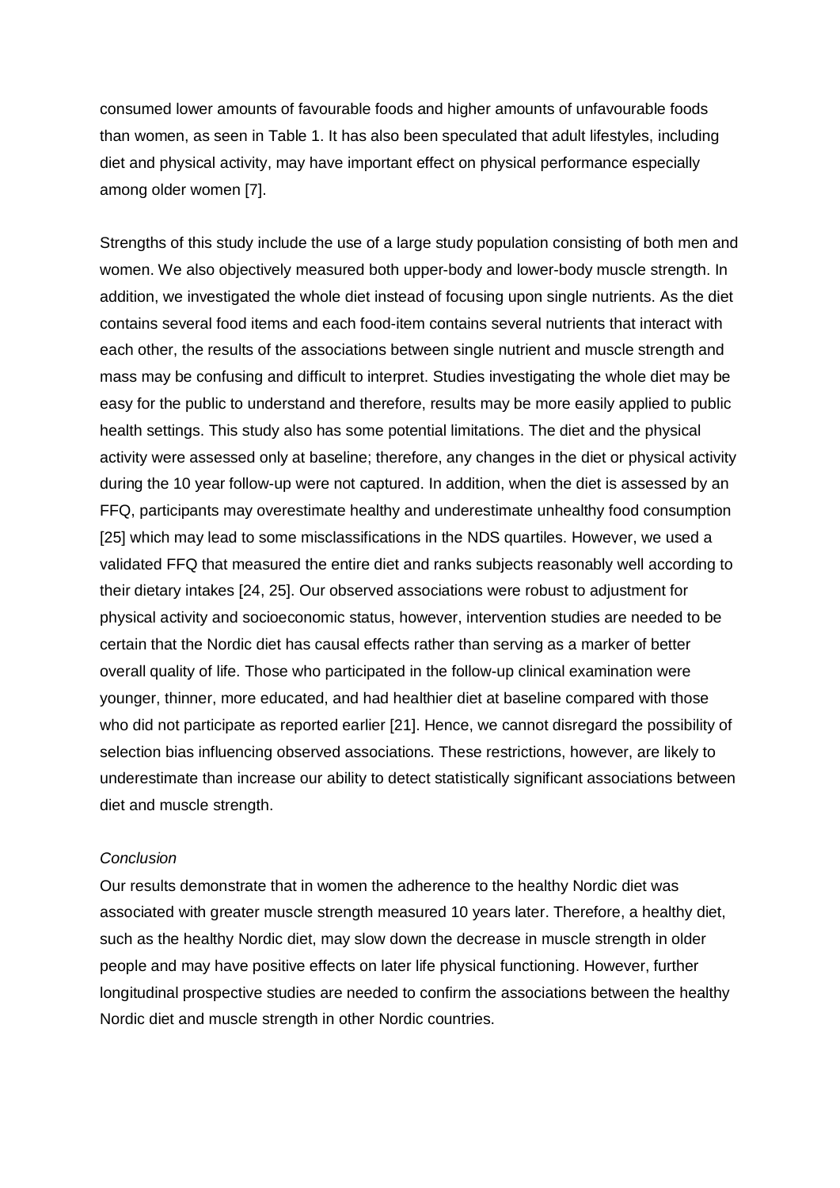consumed lower amounts of favourable foods and higher amounts of unfavourable foods than women, as seen in Table 1. It has also been speculated that adult lifestyles, including diet and physical activity, may have important effect on physical performance especially among older women [7].

Strengths of this study include the use of a large study population consisting of both men and women. We also objectively measured both upper-body and lower-body muscle strength. In addition, we investigated the whole diet instead of focusing upon single nutrients. As the diet contains several food items and each food-item contains several nutrients that interact with each other, the results of the associations between single nutrient and muscle strength and mass may be confusing and difficult to interpret. Studies investigating the whole diet may be easy for the public to understand and therefore, results may be more easily applied to public health settings. This study also has some potential limitations. The diet and the physical activity were assessed only at baseline; therefore, any changes in the diet or physical activity during the 10 year follow-up were not captured. In addition, when the diet is assessed by an FFQ, participants may overestimate healthy and underestimate unhealthy food consumption [25] which may lead to some misclassifications in the NDS quartiles. However, we used a validated FFQ that measured the entire diet and ranks subjects reasonably well according to their dietary intakes [24, 25]. Our observed associations were robust to adjustment for physical activity and socioeconomic status, however, intervention studies are needed to be certain that the Nordic diet has causal effects rather than serving as a marker of better overall quality of life. Those who participated in the follow-up clinical examination were younger, thinner, more educated, and had healthier diet at baseline compared with those who did not participate as reported earlier [21]. Hence, we cannot disregard the possibility of selection bias influencing observed associations. These restrictions, however, are likely to underestimate than increase our ability to detect statistically significant associations between diet and muscle strength.

*Conclusion*

Our results demonstrate that in women the adherence to the healthy Nordic diet was associated with greater muscle strength measured 10 years later. Therefore, a healthy diet, such as the healthy Nordic diet, may slow down the decrease in muscle strength in older people and may have positive effects on later life physical functioning. However, further longitudinal prospective studies are needed to confirm the associations between the healthy Nordic diet and muscle strength in other Nordic countries.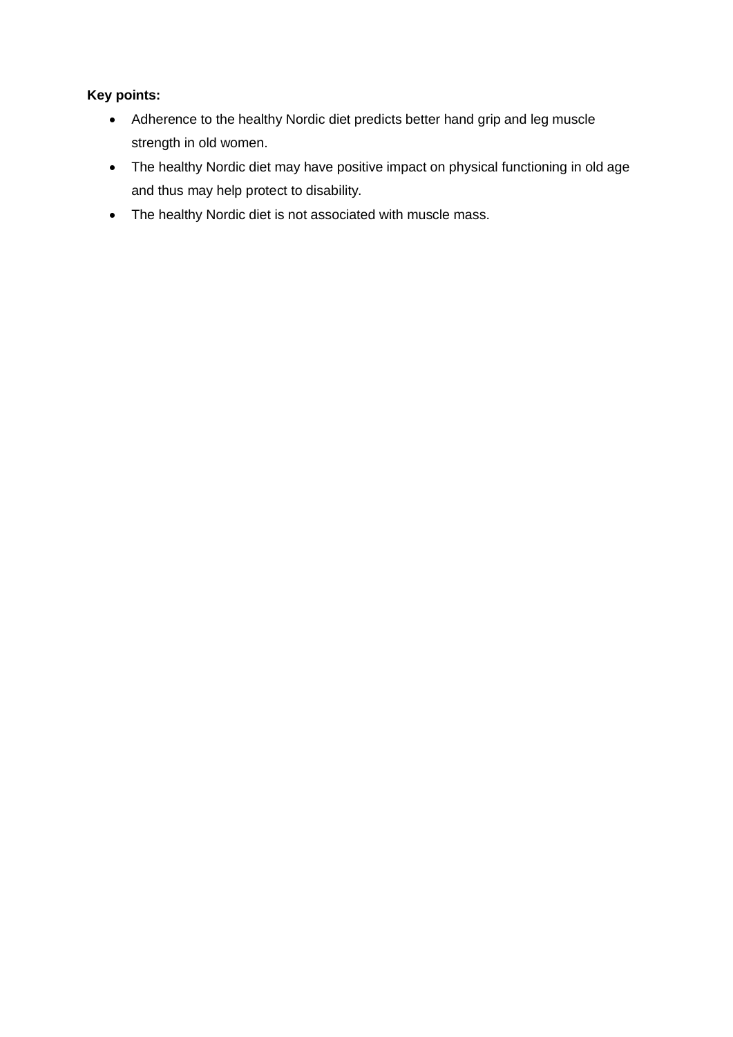**Key points:**

- Adherence to the healthy Nordic diet predicts better hand grip and leg muscle strength in old women.
- The healthy Nordic diet may have positive impact on physical functioning in old age and thus may help protect to disability.
- The healthy Nordic diet is not associated with muscle mass.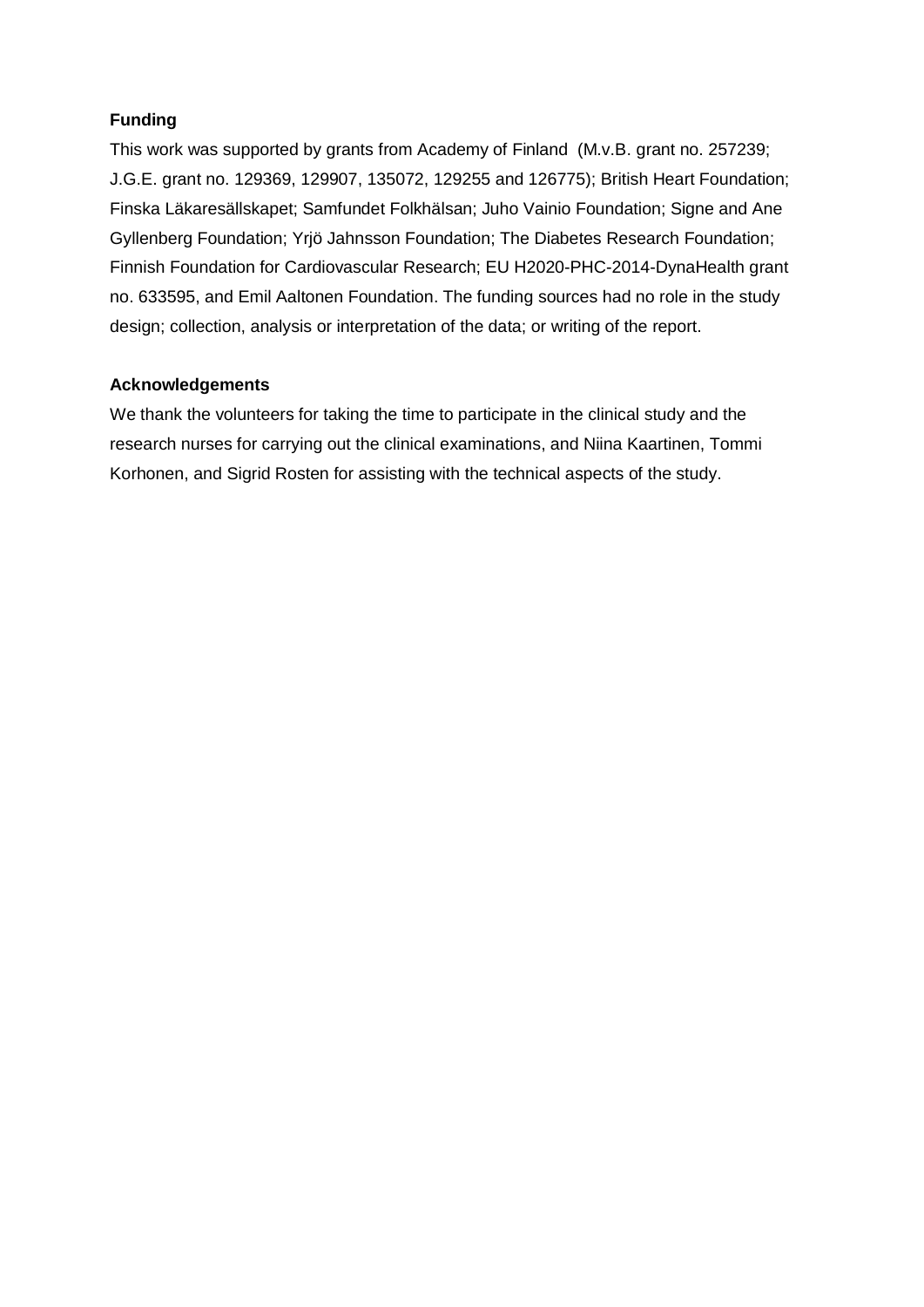## Funding

This work was supported by grants from Academy of Finland (M.v.B. grant no. 257239; J.G.E. grant no. 129369, 129907, 135072, 129255 and 126775); British Heart Foundation; Finska Läkaresällskapet; Samfundet Folkhälsan; Juho Vainio Foundation; Signe and Ane Gyllenberg Foundation; Yrjö Jahnsson Foundation; The Diabetes Research Foundation; Finnish Foundation for Cardiovascular Research; EU H2020-PHC-2014-DynaHealth grant no. 633595, and Emil Aaltonen Foundation. The funding sources had no role in the study design; collection, analysis or interpretation of the data; or writing of the report.

## Acknowledgements

We thank the volunteers for taking the time to participate in the clinical study and the research nurses for carrying out the clinical examinations, and Niina Kaartinen, Tommi Korhonen, and Sigrid Rosten for assisting with the technical aspects of the study.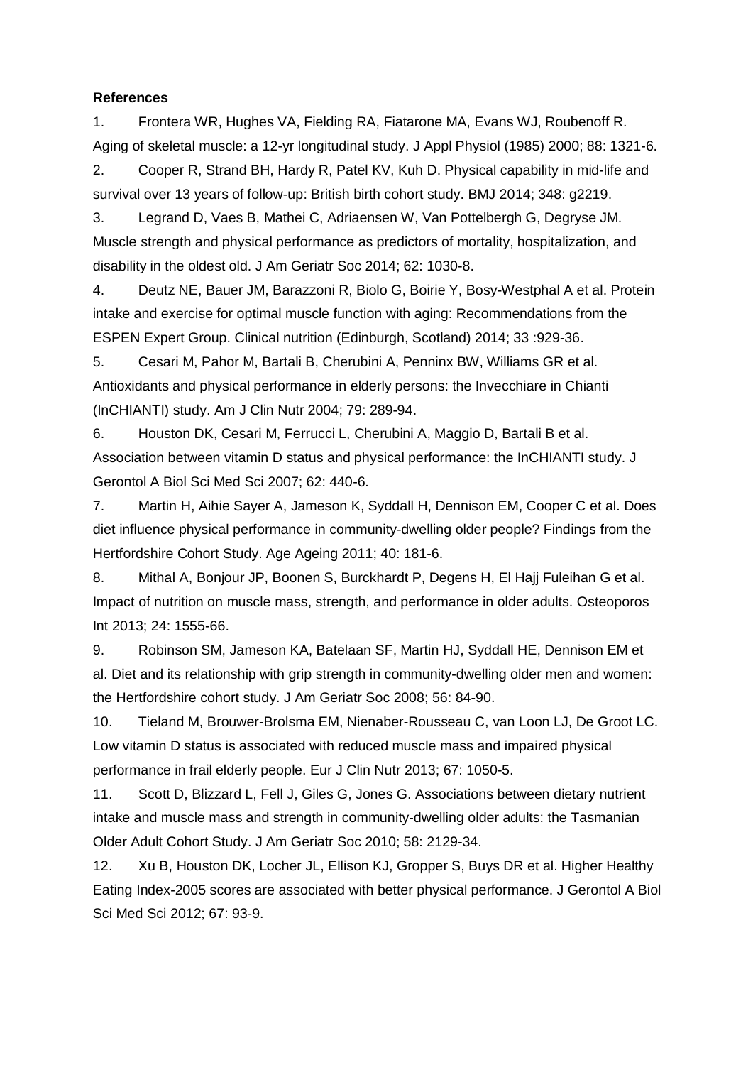**References**

1. Frontera WR, Hughes VA, Fielding RA, Fiatarone MA, Evans WJ, Roubenoff R. Aging of skeletal muscle: a 12-yr longitudinal study. J Appl Physiol (1985) 2000; 88: 1321-6.
2. Cooper R, Strand BH, Hardy R, Patel KV, Kuh D. Physical capability in mid-life and survival over 13 years of follow-up: British birth cohort study. BMJ 2014; 348: g2219.
3. Legrand D, Vaes B, Mathei C, Adriaensen W, Van Pottelbergh G, Degryse JM. Muscle strength and physical performance as predictors of mortality, hospitalization, and disability in the oldest old. J Am Geriatr Soc 2014; 62: 1030-8.
4. Deutz NE, Bauer JM, Barazzoni R, Biolo G, Boirie Y, Bosy-Westphal A et al. Protein intake and exercise for optimal muscle function with aging: Recommendations from the ESPEN Expert Group. Clinical nutrition (Edinburgh, Scotland) 2014; 33 :929-36.
5. Cesari M, Pahor M, Bartali B, Cherubini A, Penninx BW, Williams GR et al. Antioxidants and physical performance in elderly persons: the Invecchiare in Chianti (InCHIANTI) study. Am J Clin Nutr 2004; 79: 289-94.
6. Houston DK, Cesari M, Ferrucci L, Cherubini A, Maggio D, Bartali B et al. Association between vitamin D status and physical performance: the InCHIANTI study. J Gerontol A Biol Sci Med Sci 2007; 62: 440-6.
7. Martin H, Aihie Sayer A, Jameson K, Syddall H, Dennison EM, Cooper C et al. Does diet influence physical performance in community-dwelling older people? Findings from the Hertfordshire Cohort Study. Age Ageing 2011; 40: 181-6.
8. Mithal A, Bonjour JP, Boonen S, Burckhardt P, Degens H, El Hajj Fuleihan G et al. Impact of nutrition on muscle mass, strength, and performance in older adults. Osteoporos Int 2013; 24: 1555-66.
9. Robinson SM, Jameson KA, Batelaan SF, Martin HJ, Syddall HE, Dennison EM et al. Diet and its relationship with grip strength in community-dwelling older men and women: the Hertfordshire cohort study. J Am Geriatr Soc 2008; 56: 84-90.
10. Tieland M, Brouwer-Brolsma EM, Nienaber-Rousseau C, van Loon LJ, De Groot LC. Low vitamin D status is associated with reduced muscle mass and impaired physical performance in frail elderly people. Eur J Clin Nutr 2013; 67: 1050-5.
11. Scott D, Blizzard L, Fell J, Giles G, Jones G. Associations between dietary nutrient intake and muscle mass and strength in community-dwelling older adults: the Tasmanian Older Adult Cohort Study. J Am Geriatr Soc 2010; 58: 2129-34.
12. Xu B, Houston DK, Locher JL, Ellison KJ, Gropper S, Buys DR et al. Higher Healthy Eating Index-2005 scores are associated with better physical performance. J Gerontol A Biol Sci Med Sci 2012; 67: 93-9.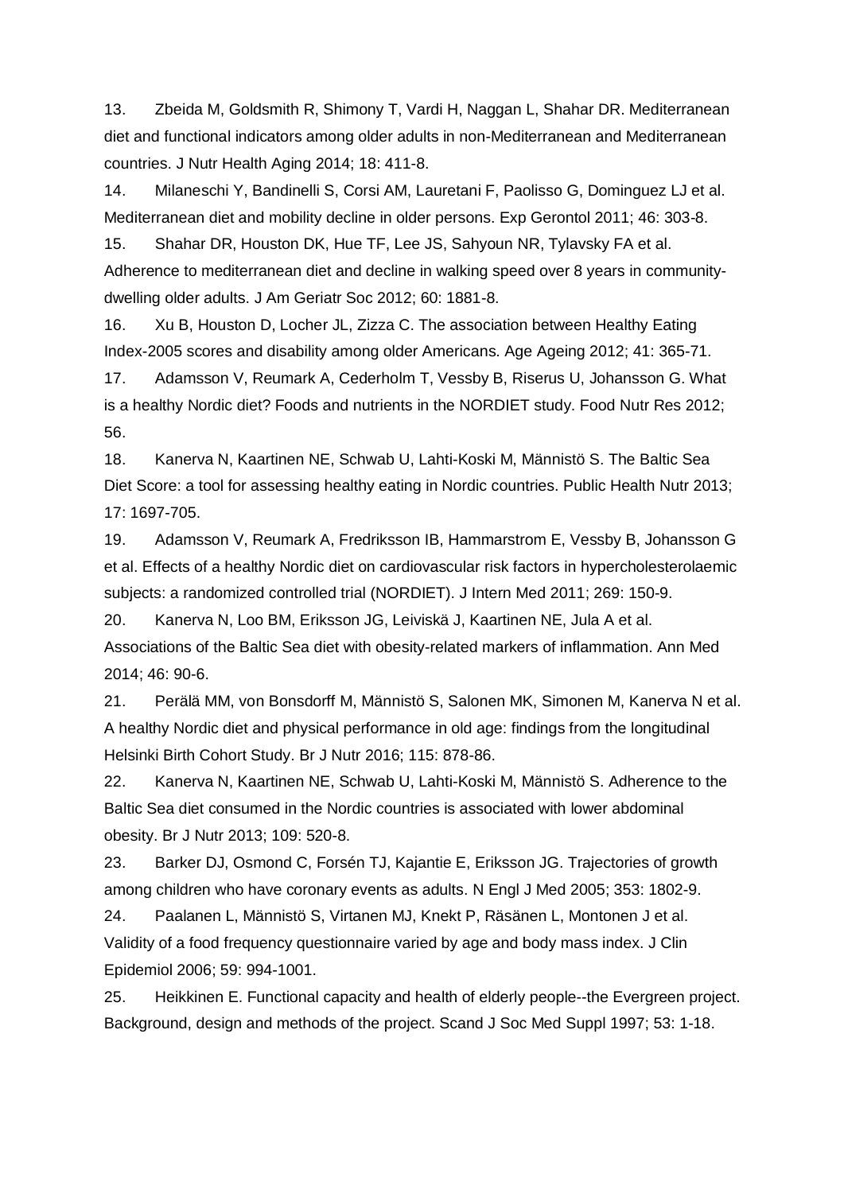13. Zbeida M, Goldsmith R, Shimony T, Vardi H, Naggan L, Shahar DR. Mediterranean diet and functional indicators among older adults in non-Mediterranean and Mediterranean countries. J Nutr Health Aging 2014; 18: 411-8.

14. Milaneschi Y, Bandinelli S, Corsi AM, Lauretani F, Paolisso G, Dominguez LJ et al. Mediterranean diet and mobility decline in older persons. Exp Gerontol 2011; 46: 303-8.

15. Shahar DR, Houston DK, Hue TF, Lee JS, Sahyoun NR, Tylavsky FA et al. Adherence to mediterranean diet and decline in walking speed over 8 years in community-dwelling older adults. J Am Geriatr Soc 2012; 60: 1881-8.

16. Xu B, Houston D, Locher JL, Zizza C. The association between Healthy Eating Index-2005 scores and disability among older Americans. Age Ageing 2012; 41: 365-71.

17. Adamsson V, Reumark A, Cederholm T, Vessby B, Riserus U, Johansson G. What is a healthy Nordic diet? Foods and nutrients in the NORDIET study. Food Nutr Res 2012; 56.

18. Kanerva N, Kaartinen NE, Schwab U, Lahti-Koski M, Männistö S. The Baltic Sea Diet Score: a tool for assessing healthy eating in Nordic countries. Public Health Nutr 2013; 17: 1697-705.

19. Adamsson V, Reumark A, Fredriksson IB, Hammarstrom E, Vessby B, Johansson G et al. Effects of a healthy Nordic diet on cardiovascular risk factors in hypercholesterolaemic subjects: a randomized controlled trial (NORDIET). J Intern Med 2011; 269: 150-9.

20. Kanerva N, Loo BM, Eriksson JG, Leiviskä J, Kaartinen NE, Jula A et al. Associations of the Baltic Sea diet with obesity-related markers of inflammation. Ann Med 2014; 46: 90-6.

21. Perälä MM, von Bonsdorff M, Männistö S, Salonen MK, Simonen M, Kanerva N et al. A healthy Nordic diet and physical performance in old age: findings from the longitudinal Helsinki Birth Cohort Study. Br J Nutr 2016; 115: 878-86.

22. Kanerva N, Kaartinen NE, Schwab U, Lahti-Koski M, Männistö S. Adherence to the Baltic Sea diet consumed in the Nordic countries is associated with lower abdominal obesity. Br J Nutr 2013; 109: 520-8.

23. Barker DJ, Osmond C, Forsén TJ, Kajantie E, Eriksson JG. Trajectories of growth among children who have coronary events as adults. N Engl J Med 2005; 353: 1802-9.

24. Paalanen L, Männistö S, Virtanen MJ, Knekt P, Räsänen L, Montonen J et al. Validity of a food frequency questionnaire varied by age and body mass index. J Clin Epidemiol 2006; 59: 994-1001.

25. Heikkinen E. Functional capacity and health of elderly people--the Evergreen project. Background, design and methods of the project. Scand J Soc Med Suppl 1997; 53: 1-18.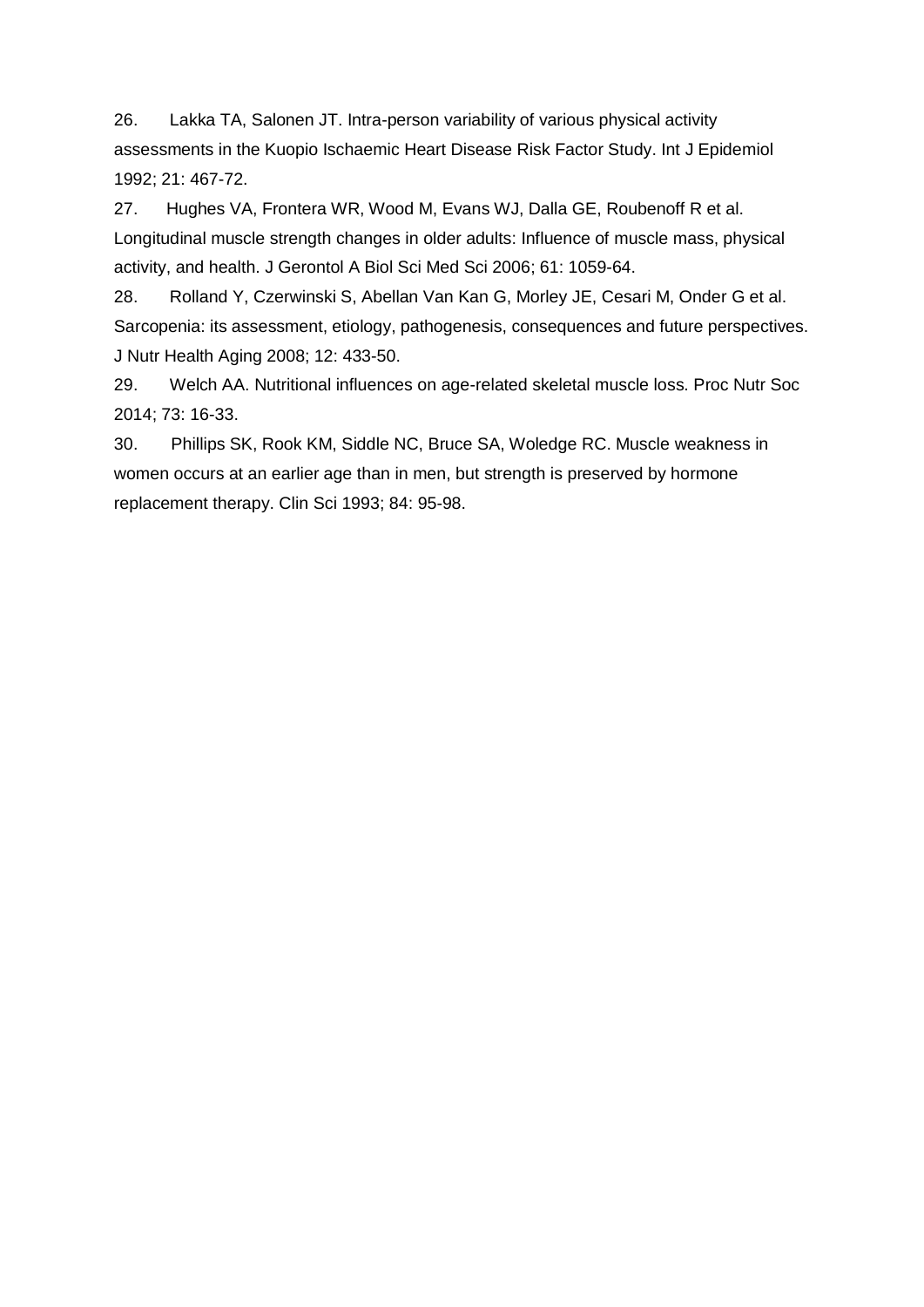26. Lakka TA, Salonen JT. Intra-person variability of various physical activity assessments in the Kuopio Ischaemic Heart Disease Risk Factor Study. Int J Epidemiol 1992; 21: 467-72.

27. Hughes VA, Frontera WR, Wood M, Evans WJ, Dalla GE, Roubenoff R et al. Longitudinal muscle strength changes in older adults: Influence of muscle mass, physical activity, and health. J Gerontol A Biol Sci Med Sci 2006; 61: 1059-64.

28. Rolland Y, Czerwinski S, Abellan Van Kan G, Morley JE, Cesari M, Onder G et al. Sarcopenia: its assessment, etiology, pathogenesis, consequences and future perspectives. J Nutr Health Aging 2008; 12: 433-50.

29. Welch AA. Nutritional influences on age-related skeletal muscle loss. Proc Nutr Soc 2014; 73: 16-33.

30. Phillips SK, Rook KM, Siddle NC, Bruce SA, Woledge RC. Muscle weakness in women occurs at an earlier age than in men, but strength is preserved by hormone replacement therapy. Clin Sci 1993; 84: 95-98.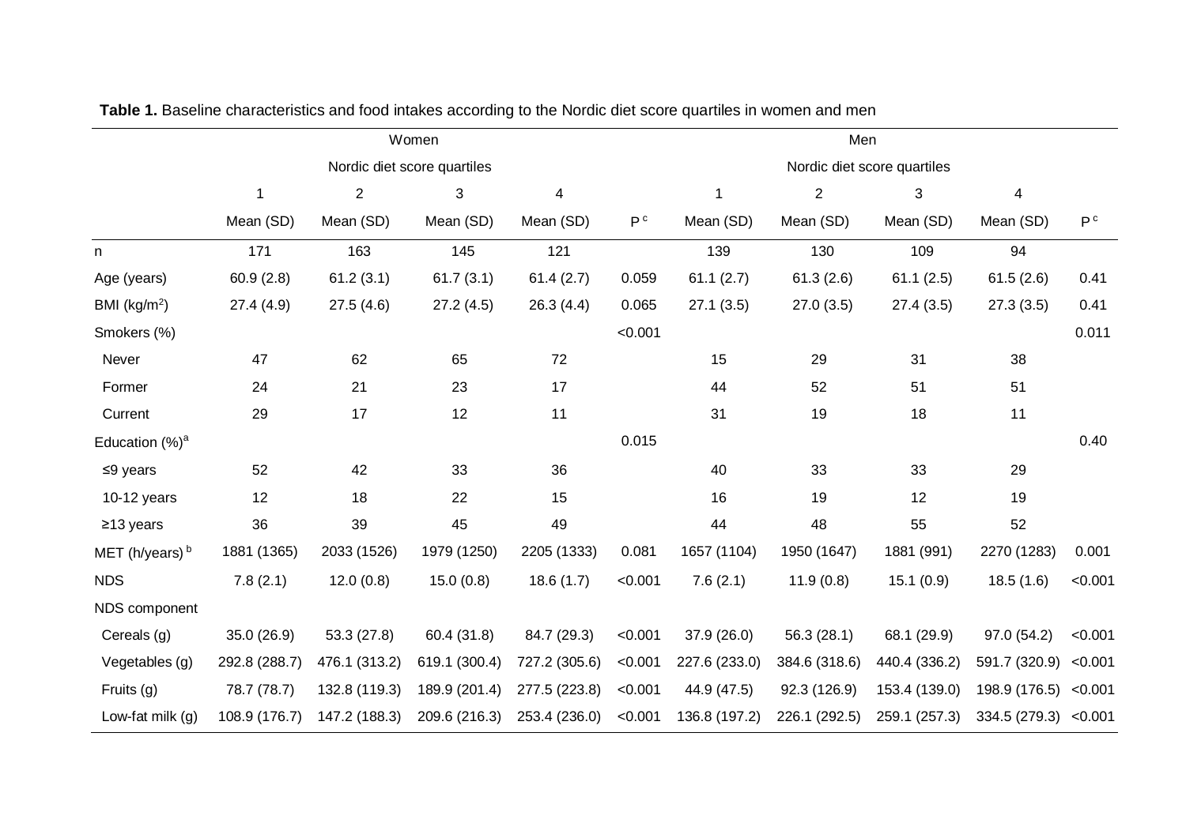**Table 1.** Baseline characteristics and food intakes according to the Nordic diet score quartiles in women and men

| | Women | | | | | Men | | | | |
|---|---|---|---|---|---|---|---|---|---|---|
| | Nordic diet score quartiles | | | | | Nordic diet score quartiles | | | | |
| | 1 | 2 | 3 | 4 | | 1 | 2 | 3 | 4 | |
| | Mean (SD) | Mean (SD) | Mean (SD) | Mean (SD) | P [c] | Mean (SD) | Mean (SD) | Mean (SD) | Mean (SD) | P [c] |
| n | 171 | 163 | 145 | 121 | | 139 | 130 | 109 | 94 | |
| Age (years) | 60.9 (2.8) | 61.2 (3.1) | 61.7 (3.1) | 61.4 (2.7) | 0.059 | 61.1 (2.7) | 61.3 (2.6) | 61.1 (2.5) | 61.5 (2.6) | 0.41 |
| BMI (kg/m$^2$) | 27.4 (4.9) | 27.5 (4.6) | 27.2 (4.5) | 26.3 (4.4) | 0.065 | 27.1 (3.5) | 27.0 (3.5) | 27.4 (3.5) | 27.3 (3.5) | 0.41 |
| Smokers (%) | | | | | <0.001 | | | | | 0.011 |
| Never | 47 | 62 | 65 | 72 | | 15 | 29 | 31 | 38 | |
| Former | 24 | 21 | 23 | 17 | | 44 | 52 | 51 | 51 | |
| Current | 29 | 17 | 12 | 11 | | 31 | 19 | 18 | 11 | |
| Education (%)[a] | | | | | 0.015 | | | | | 0.40 |
| ≤9 years | 52 | 42 | 33 | 36 | | 40 | 33 | 33 | 29 | |
| 10-12 years | 12 | 18 | 22 | 15 | | 16 | 19 | 12 | 19 | |
| ≥13 years | 36 | 39 | 45 | 49 | | 44 | 48 | 55 | 52 | |
| MET (h/years) [b] | 1881 (1365) | 2033 (1526) | 1979 (1250) | 2205 (1333) | 0.081 | 1657 (1104) | 1950 (1647) | 1881 (991) | 2270 (1283) | 0.001 |
| NDS | 7.8 (2.1) | 12.0 (0.8) | 15.0 (0.8) | 18.6 (1.7) | <0.001 | 7.6 (2.1) | 11.9 (0.8) | 15.1 (0.9) | 18.5 (1.6) | <0.001 |
| NDS component | | | | | | | | | | |
| Cereals (g) | 35.0 (26.9) | 53.3 (27.8) | 60.4 (31.8) | 84.7 (29.3) | <0.001 | 37.9 (26.0) | 56.3 (28.1) | 68.1 (29.9) | 97.0 (54.2) | <0.001 |
| Vegetables (g) | 292.8 (288.7) | 476.1 (313.2) | 619.1 (300.4) | 727.2 (305.6) | <0.001 | 227.6 (233.0) | 384.6 (318.6) | 440.4 (336.2) | 591.7 (320.9) | <0.001 |
| Fruits (g) | 78.7 (78.7) | 132.8 (119.3) | 189.9 (201.4) | 277.5 (223.8) | <0.001 | 44.9 (47.5) | 92.3 (126.9) | 153.4 (139.0) | 198.9 (176.5) | <0.001 |
| Low-fat milk (g) | 108.9 (176.7) | 147.2 (188.3) | 209.6 (216.3) | 253.4 (236.0) | <0.001 | 136.8 (197.2) | 226.1 (292.5) | 259.1 (257.3) | 334.5 (279.3) | <0.001 |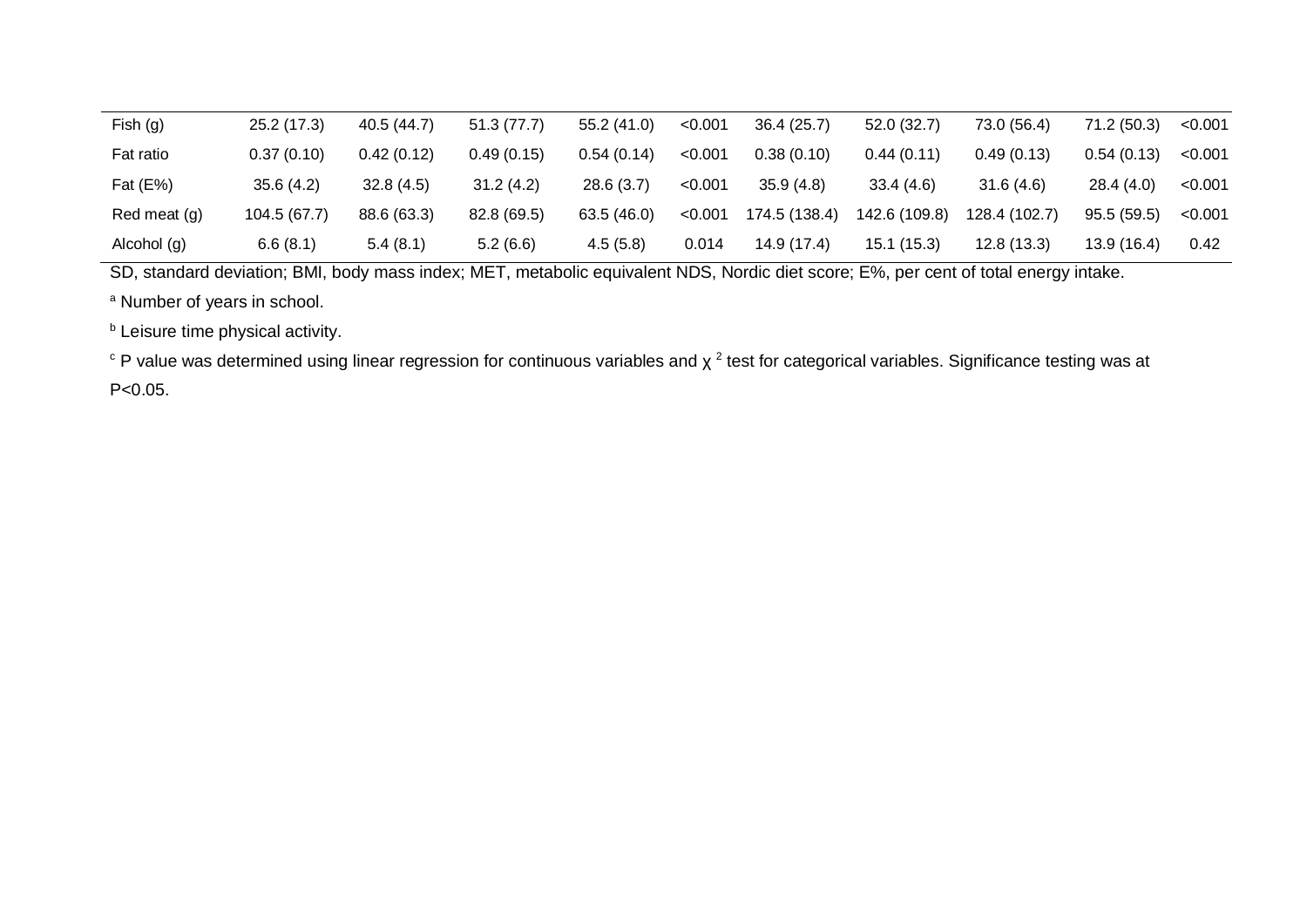| | | | | | | | | | | |
|---|---|---|---|---|---|---|---|---|---|---|
| Fish (g) | 25.2 (17.3) | 40.5 (44.7) | 51.3 (77.7) | 55.2 (41.0) | <0.001 | 36.4 (25.7) | 52.0 (32.7) | 73.0 (56.4) | 71.2 (50.3) | <0.001 |
| Fat ratio | 0.37 (0.10) | 0.42 (0.12) | 0.49 (0.15) | 0.54 (0.14) | <0.001 | 0.38 (0.10) | 0.44 (0.11) | 0.49 (0.13) | 0.54 (0.13) | <0.001 |
| Fat (E%) | 35.6 (4.2) | 32.8 (4.5) | 31.2 (4.2) | 28.6 (3.7) | <0.001 | 35.9 (4.8) | 33.4 (4.6) | 31.6 (4.6) | 28.4 (4.0) | <0.001 |
| Red meat (g) | 104.5 (67.7) | 88.6 (63.3) | 82.8 (69.5) | 63.5 (46.0) | <0.001 | 174.5 (138.4) | 142.6 (109.8) | 128.4 (102.7) | 95.5 (59.5) | <0.001 |
| Alcohol (g) | 6.6 (8.1) | 5.4 (8.1) | 5.2 (6.6) | 4.5 (5.8) | 0.014 | 14.9 (17.4) | 15.1 (15.3) | 12.8 (13.3) | 13.9 (16.4) | 0.42 |

SD, standard deviation; BMI, body mass index; MET, metabolic equivalent NDS, Nordic diet score; E%, per cent of total energy intake.

[a] Number of years in school.

[b] Leisure time physical activity.

[c] P value was determined using linear regression for continuous variables and $\chi^2$ test for categorical variables. Significance testing was at $P<0.05$.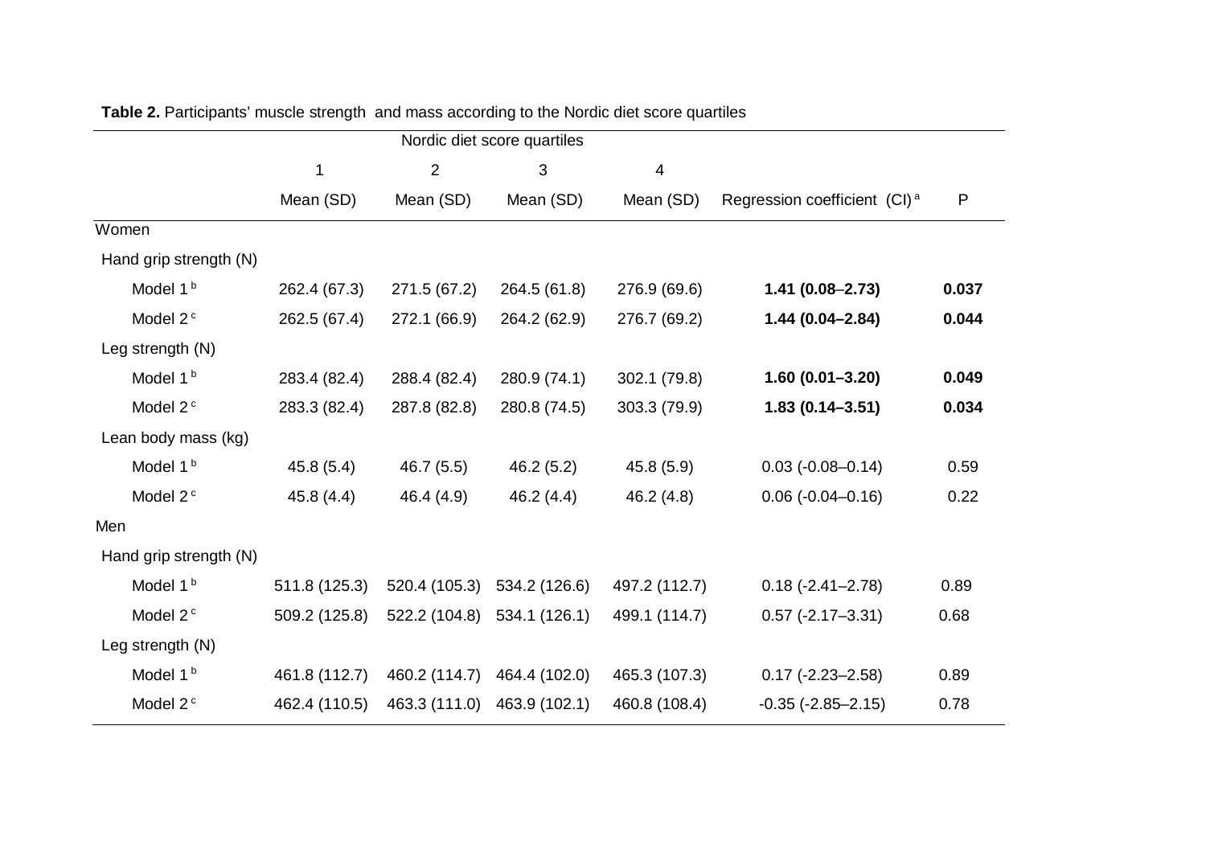**Table 2.** Participants' muscle strength and mass according to the Nordic diet score quartiles

| | Nordic diet score quartiles | | | | | |
|---|---|---|---|---|---|---|
| | 1 | 2 | 3 | 4 | | |
| | Mean (SD) | Mean (SD) | Mean (SD) | Mean (SD) | Regression coefficient (CI)[a] | P |
| Women | | | | | | |
| Hand grip strength (N) | | | | | | |
| Model 1[b] | 262.4 (67.3) | 271.5 (67.2) | 264.5 (61.8) | 276.9 (69.6) | **1.41 (0.08–2.73)** | **0.037** |
| Model 2[c] | 262.5 (67.4) | 272.1 (66.9) | 264.2 (62.9) | 276.7 (69.2) | **1.44 (0.04–2.84)** | **0.044** |
| Leg strength (N) | | | | | | |
| Model 1[b] | 283.4 (82.4) | 288.4 (82.4) | 280.9 (74.1) | 302.1 (79.8) | **1.60 (0.01–3.20)** | **0.049** |
| Model 2[c] | 283.3 (82.4) | 287.8 (82.8) | 280.8 (74.5) | 303.3 (79.9) | **1.83 (0.14–3.51)** | **0.034** |
| Lean body mass (kg) | | | | | | |
| Model 1[b] | 45.8 (5.4) | 46.7 (5.5) | 46.2 (5.2) | 45.8 (5.9) | 0.03 (-0.08–0.14) | 0.59 |
| Model 2[c] | 45.8 (4.4) | 46.4 (4.9) | 46.2 (4.4) | 46.2 (4.8) | 0.06 (-0.04–0.16) | 0.22 |
| Men | | | | | | |
| Hand grip strength (N) | | | | | | |
| Model 1[b] | 511.8 (125.3) | 520.4 (105.3) | 534.2 (126.6) | 497.2 (112.7) | 0.18 (-2.41–2.78) | 0.89 |
| Model 2[c] | 509.2 (125.8) | 522.2 (104.8) | 534.1 (126.1) | 499.1 (114.7) | 0.57 (-2.17–3.31) | 0.68 |
| Leg strength (N) | | | | | | |
| Model 1[b] | 461.8 (112.7) | 460.2 (114.7) | 464.4 (102.0) | 465.3 (107.3) | 0.17 (-2.23–2.58) | 0.89 |
| Model 2[c] | 462.4 (110.5) | 463.3 (111.0) | 463.9 (102.1) | 460.8 (108.4) | -0.35 (-2.85–2.15) | 0.78 |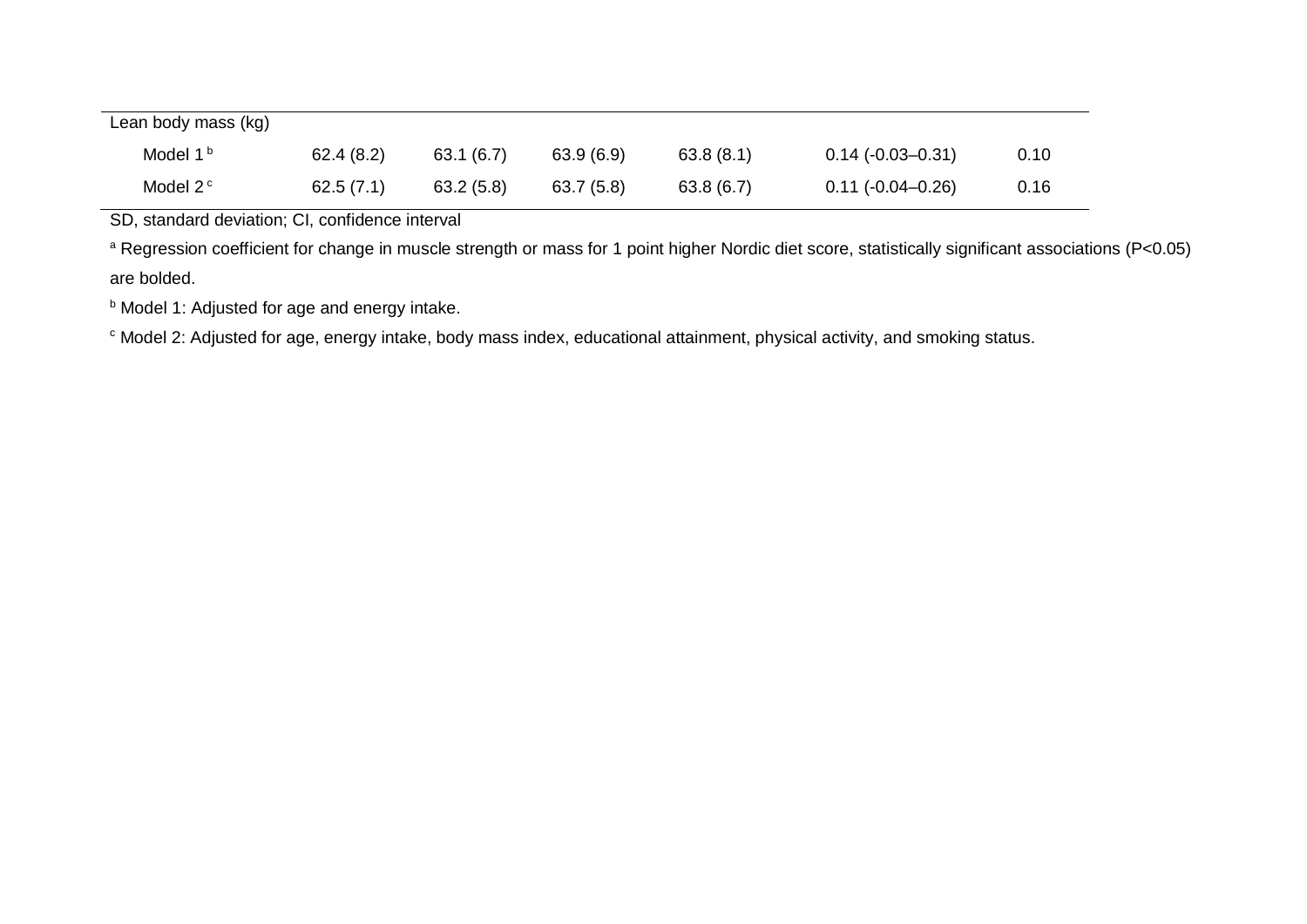| Lean body mass (kg) | | | | | | |
| --- | --- | --- | --- | --- | --- | --- |
| Model 1 [b] | 62.4 (8.2) | 63.1 (6.7) | 63.9 (6.9) | 63.8 (8.1) | 0.14 (-0.03–0.31) | 0.10 |
| Model 2 [c] | 62.5 (7.1) | 63.2 (5.8) | 63.7 (5.8) | 63.8 (6.7) | 0.11 (-0.04–0.26) | 0.16 |

SD, standard deviation; CI, confidence interval

[a] Regression coefficient for change in muscle strength or mass for 1 point higher Nordic diet score, statistically significant associations ($P<0.05$) are bolded.

[b] Model 1: Adjusted for age and energy intake.

[c] Model 2: Adjusted for age, energy intake, body mass index, educational attainment, physical activity, and smoking status.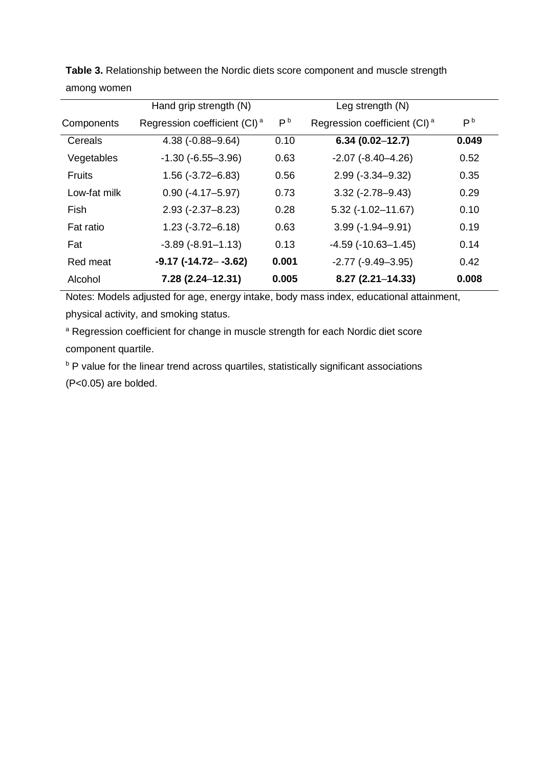**Table 3.** Relationship between the Nordic diets score component and muscle strength among women

| | Hand grip strength (N) | | Leg strength (N) | |
|---|---|---|---|---|
| Components | Regression coefficient (CI) [a] | P [b] | Regression coefficient (CI) [a] | P [b] |
| Cereals | 4.38 (-0.88–9.64) | 0.10 | **6.34 (0.02–12.7)** | **0.049** |
| Vegetables | -1.30 (-6.55–3.96) | 0.63 | -2.07 (-8.40–4.26) | 0.52 |
| Fruits | 1.56 (-3.72–6.83) | 0.56 | 2.99 (-3.34–9.32) | 0.35 |
| Low-fat milk | 0.90 (-4.17–5.97) | 0.73 | 3.32 (-2.78–9.43) | 0.29 |
| Fish | 2.93 (-2.37–8.23) | 0.28 | 5.32 (-1.02–11.67) | 0.10 |
| Fat ratio | 1.23 (-3.72–6.18) | 0.63 | 3.99 (-1.94–9.91) | 0.19 |
| Fat | -3.89 (-8.91–1.13) | 0.13 | -4.59 (-10.63–1.45) | 0.14 |
| Red meat | **-9.17 (-14.72– -3.62)** | **0.001** | -2.77 (-9.49–3.95) | 0.42 |
| Alcohol | **7.28 (2.24–12.31)** | **0.005** | **8.27 (2.21–14.33)** | **0.008** |

Notes: Models adjusted for age, energy intake, body mass index, educational attainment, physical activity, and smoking status.

[a] Regression coefficient for change in muscle strength for each Nordic diet score component quartile.

[b] P value for the linear trend across quartiles, statistically significant associations (P<0.05) are bolded.